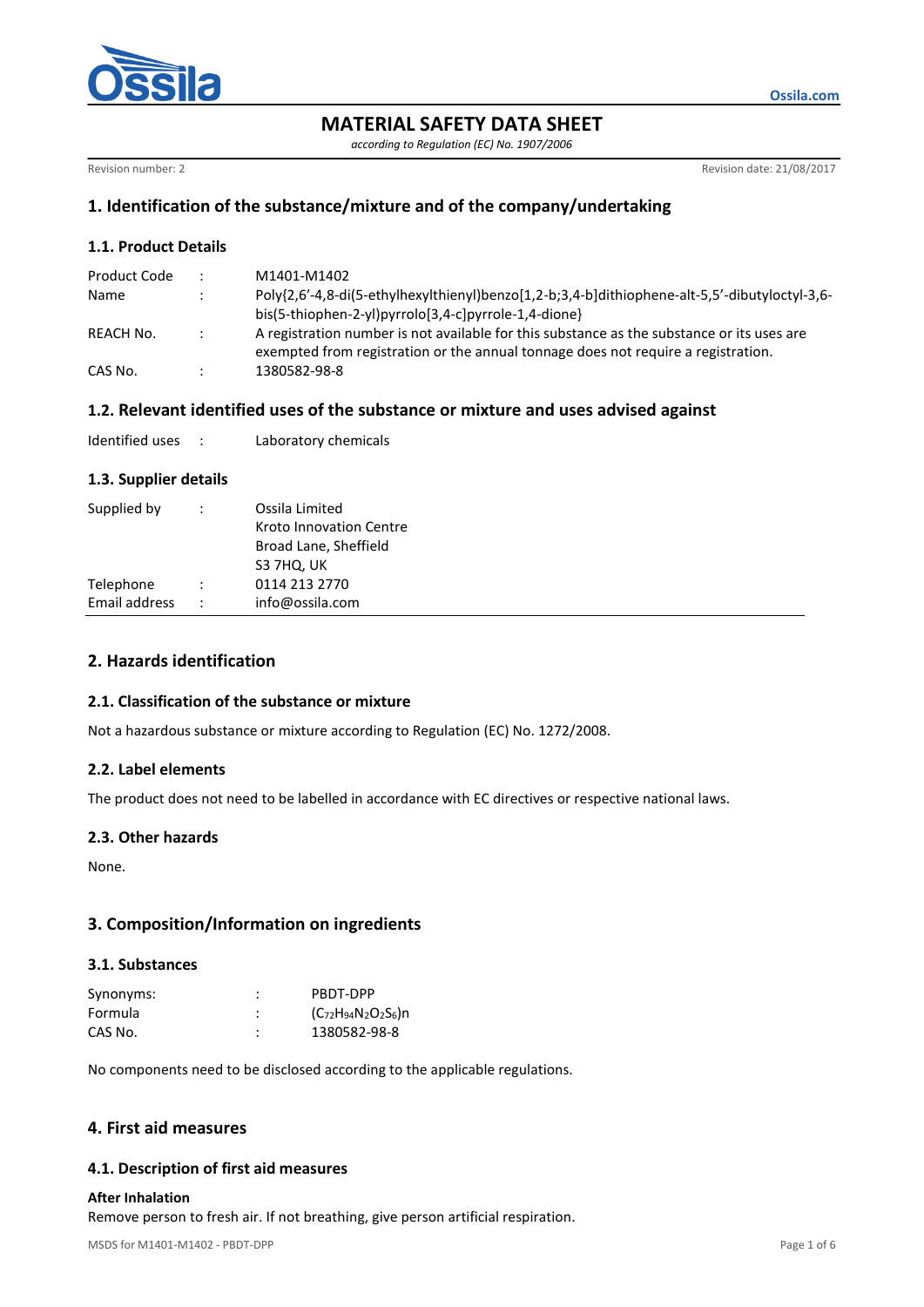# MATERIAL SAFETY DATA SHEET

*according to Regulation (EC) No. 1907/2006*

Revision number: 2 | Revision date: 21/08/2017

## 1. Identification of the substance/mixture and of the company/undertaking

### 1.1. Product Details

| | | |
|---|---|---|
| Product Code | : | M1401-M1402 |
| Name | : | Poly{2,6'-4,8-di(5-ethylhexylthienyl)benzo[1,2-b;3,4-b]dithiophene-alt-5,5'-dibutyloctyl-3,6-bis(5-thiophen-2-yl)pyrrolo[3,4-c]pyrrole-1,4-dione} |
| REACH No. | : | A registration number is not available for this substance as the substance or its uses are exempted from registration or the annual tonnage does not require a registration. |
| CAS No. | : | 1380582-98-8 |

### 1.2. Relevant identified uses of the substance or mixture and uses advised against

| | | |
|---|---|---|
| Identified uses | : | Laboratory chemicals |

### 1.3. Supplier details

| | | |
|---|---|---|
| Supplied by | : | Ossila Limited<br>Kroto Innovation Centre<br>Broad Lane, Sheffield<br>S3 7HQ, UK |
| Telephone | : | 0114 213 2770 |
| Email address | : | info@ossila.com |

## 2. Hazards identification

### 2.1. Classification of the substance or mixture

Not a hazardous substance or mixture according to Regulation (EC) No. 1272/2008.

### 2.2. Label elements

The product does not need to be labelled in accordance with EC directives or respective national laws.

### 2.3. Other hazards

None.

## 3. Composition/Information on ingredients

### 3.1. Substances

| | | |
|---|---|---|
| Synonyms: | : | PBDT-DPP |
| Formula | : | $(C_{72}H_{94}N_2O_2S_6)n$ |
| CAS No. | : | 1380582-98-8 |

No components need to be disclosed according to the applicable regulations.

## 4. First aid measures

### 4.1. Description of first aid measures

**After Inhalation**

Remove person to fresh air. If not breathing, give person artificial respiration.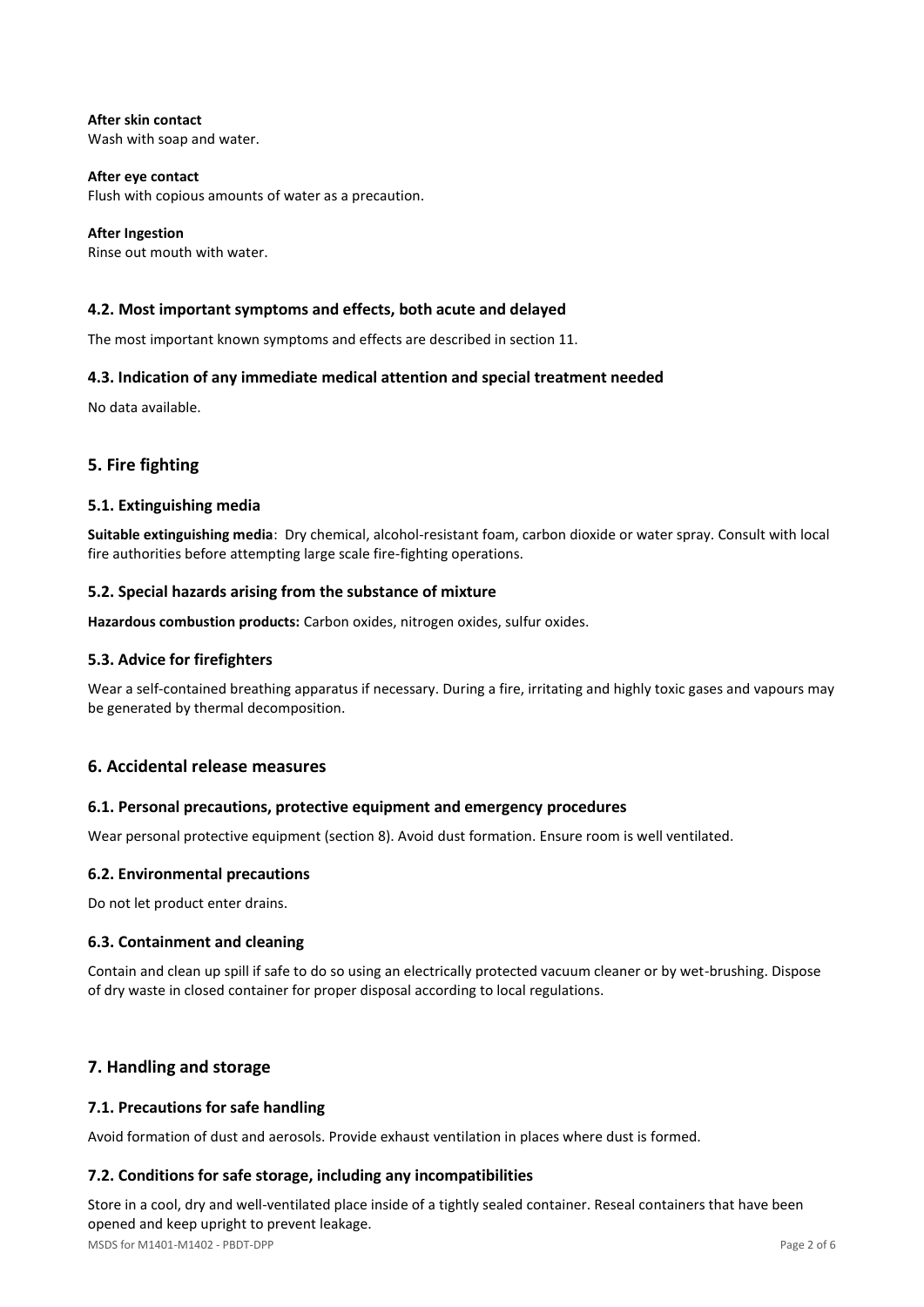**After skin contact**
Wash with soap and water.

**After eye contact**
Flush with copious amounts of water as a precaution.

**After Ingestion**
Rinse out mouth with water.

### 4.2. Most important symptoms and effects, both acute and delayed

The most important known symptoms and effects are described in section 11.

### 4.3. Indication of any immediate medical attention and special treatment needed

No data available.

## 5. Fire fighting

### 5.1. Extinguishing media

**Suitable extinguishing media**: Dry chemical, alcohol-resistant foam, carbon dioxide or water spray. Consult with local fire authorities before attempting large scale fire-fighting operations.

### 5.2. Special hazards arising from the substance of mixture

**Hazardous combustion products:** Carbon oxides, nitrogen oxides, sulfur oxides.

### 5.3. Advice for firefighters

Wear a self-contained breathing apparatus if necessary. During a fire, irritating and highly toxic gases and vapours may be generated by thermal decomposition.

## 6. Accidental release measures

### 6.1. Personal precautions, protective equipment and emergency procedures

Wear personal protective equipment (section 8). Avoid dust formation. Ensure room is well ventilated.

### 6.2. Environmental precautions

Do not let product enter drains.

### 6.3. Containment and cleaning

Contain and clean up spill if safe to do so using an electrically protected vacuum cleaner or by wet-brushing. Dispose of dry waste in closed container for proper disposal according to local regulations.

## 7. Handling and storage

### 7.1. Precautions for safe handling

Avoid formation of dust and aerosols. Provide exhaust ventilation in places where dust is formed.

### 7.2. Conditions for safe storage, including any incompatibilities

Store in a cool, dry and well-ventilated place inside of a tightly sealed container. Reseal containers that have been opened and keep upright to prevent leakage.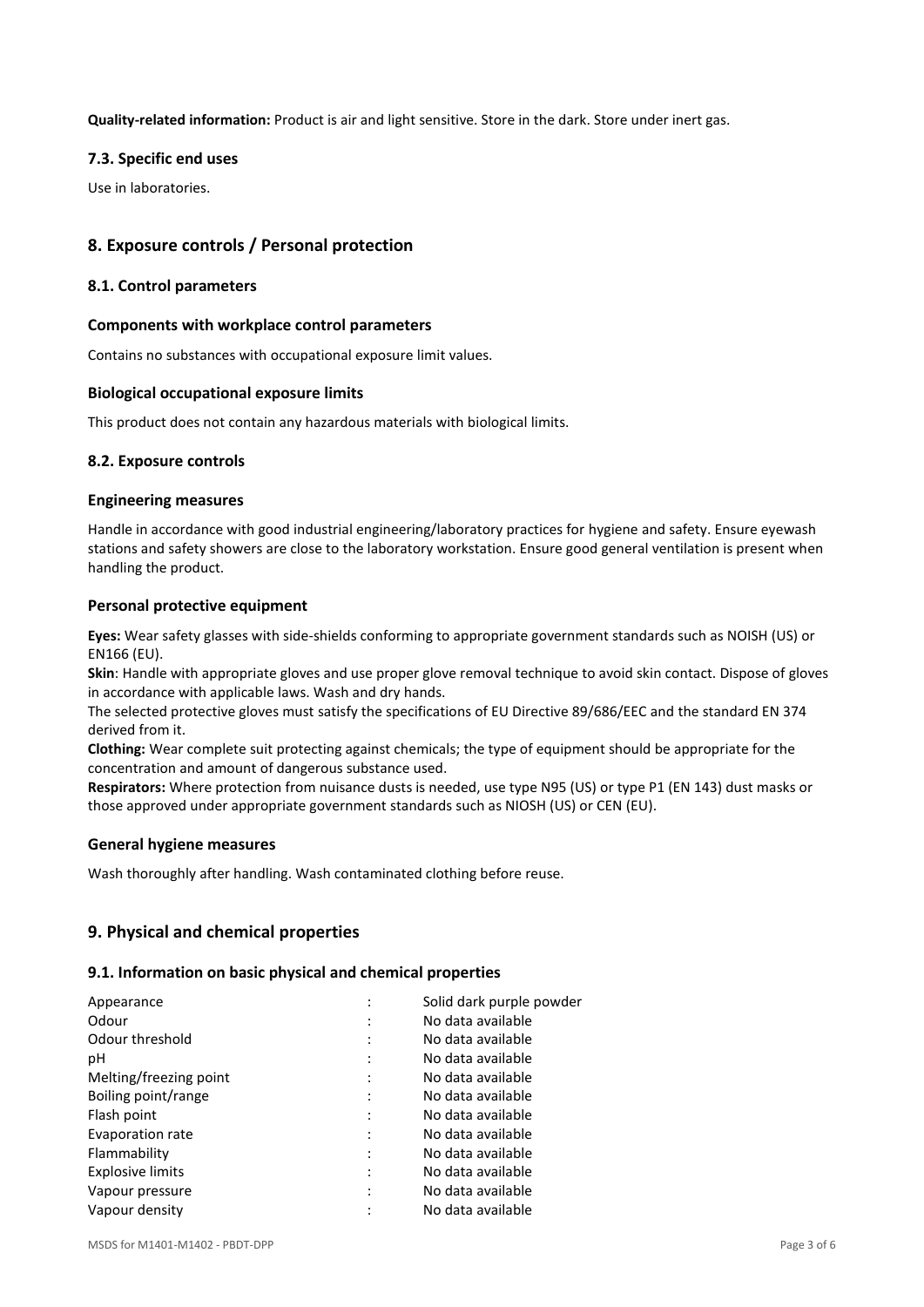**Quality-related information:** Product is air and light sensitive. Store in the dark. Store under inert gas.

### 7.3. Specific end uses

Use in laboratories.

## 8. Exposure controls / Personal protection

### 8.1. Control parameters

#### Components with workplace control parameters

Contains no substances with occupational exposure limit values.

#### Biological occupational exposure limits

This product does not contain any hazardous materials with biological limits.

### 8.2. Exposure controls

#### Engineering measures

Handle in accordance with good industrial engineering/laboratory practices for hygiene and safety. Ensure eyewash stations and safety showers are close to the laboratory workstation. Ensure good general ventilation is present when handling the product.

#### Personal protective equipment

**Eyes:** Wear safety glasses with side-shields conforming to appropriate government standards such as NOISH (US) or EN166 (EU).

**Skin**: Handle with appropriate gloves and use proper glove removal technique to avoid skin contact. Dispose of gloves in accordance with applicable laws. Wash and dry hands.

The selected protective gloves must satisfy the specifications of EU Directive 89/686/EEC and the standard EN 374 derived from it.

**Clothing:** Wear complete suit protecting against chemicals; the type of equipment should be appropriate for the concentration and amount of dangerous substance used.

**Respirators:** Where protection from nuisance dusts is needed, use type N95 (US) or type P1 (EN 143) dust masks or those approved under appropriate government standards such as NIOSH (US) or CEN (EU).

#### General hygiene measures

Wash thoroughly after handling. Wash contaminated clothing before reuse.

## 9. Physical and chemical properties

### 9.1. Information on basic physical and chemical properties

| | | |
|---|---|---|
| Appearance | : | Solid dark purple powder |
| Odour | : | No data available |
| Odour threshold | : | No data available |
| pH | : | No data available |
| Melting/freezing point | : | No data available |
| Boiling point/range | : | No data available |
| Flash point | : | No data available |
| Evaporation rate | : | No data available |
| Flammability | : | No data available |
| Explosive limits | : | No data available |
| Vapour pressure | : | No data available |
| Vapour density | : | No data available |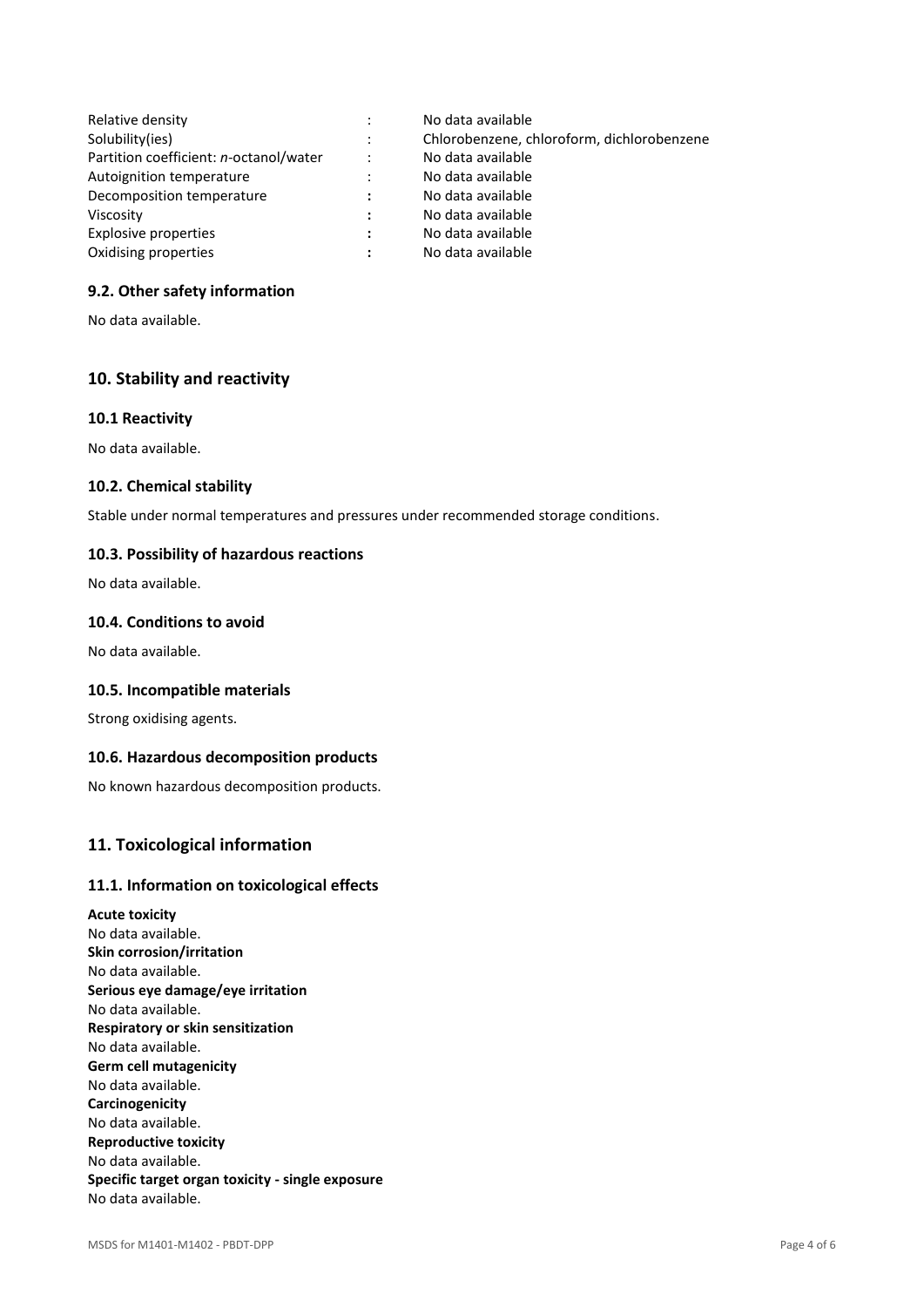| | | |
|---|---|---|
| Relative density | : | No data available |
| Solubility(ies) | : | Chlorobenzene, chloroform, dichlorobenzene |
| Partition coefficient: *n*-octanol/water | : | No data available |
| Autoignition temperature | : | No data available |
| Decomposition temperature | : | No data available |
| Viscosity | : | No data available |
| Explosive properties | : | No data available |
| Oxidising properties | : | No data available |

### 9.2. Other safety information

No data available.

## 10. Stability and reactivity

### 10.1 Reactivity

No data available.

### 10.2. Chemical stability

Stable under normal temperatures and pressures under recommended storage conditions.

### 10.3. Possibility of hazardous reactions

No data available.

### 10.4. Conditions to avoid

No data available.

### 10.5. Incompatible materials

Strong oxidising agents.

### 10.6. Hazardous decomposition products

No known hazardous decomposition products.

## 11. Toxicological information

### 11.1. Information on toxicological effects

**Acute toxicity**
No data available.
**Skin corrosion/irritation**
No data available.
**Serious eye damage/eye irritation**
No data available.
**Respiratory or skin sensitization**
No data available.
**Germ cell mutagenicity**
No data available.
**Carcinogenicity**
No data available.
**Reproductive toxicity**
No data available.
**Specific target organ toxicity - single exposure**
No data available.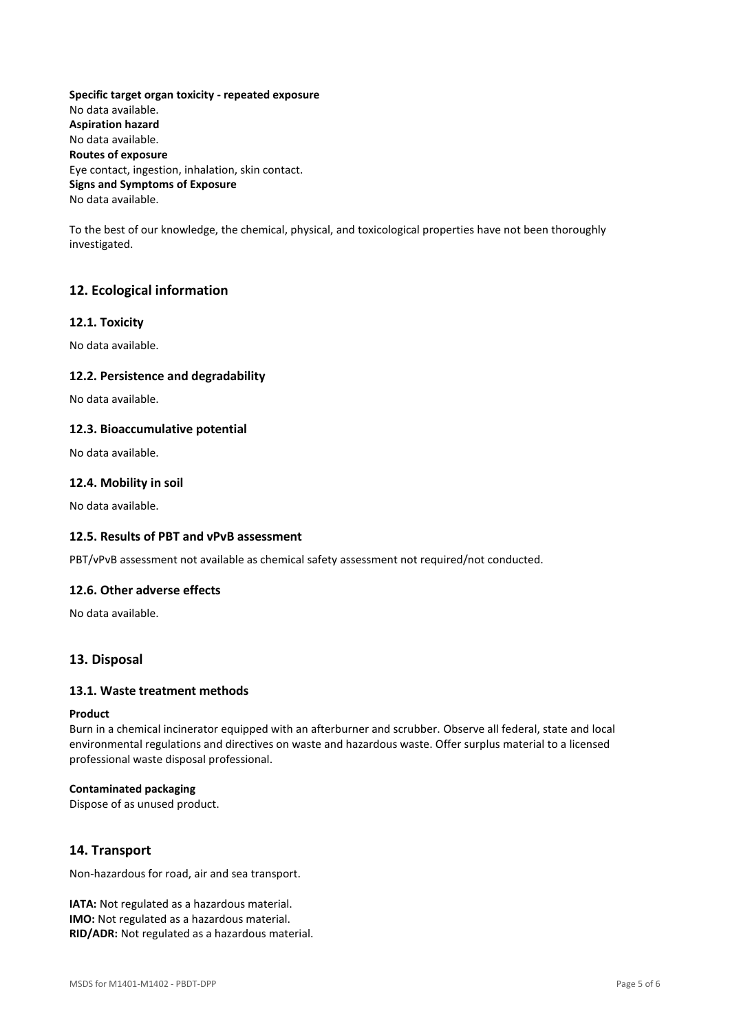**Specific target organ toxicity - repeated exposure**
No data available.
**Aspiration hazard**
No data available.
**Routes of exposure**
Eye contact, ingestion, inhalation, skin contact.
**Signs and Symptoms of Exposure**
No data available.

To the best of our knowledge, the chemical, physical, and toxicological properties have not been thoroughly investigated.

## 12. Ecological information

### 12.1. Toxicity

No data available.

### 12.2. Persistence and degradability

No data available.

### 12.3. Bioaccumulative potential

No data available.

### 12.4. Mobility in soil

No data available.

### 12.5. Results of PBT and vPvB assessment

PBT/vPvB assessment not available as chemical safety assessment not required/not conducted.

### 12.6. Other adverse effects

No data available.

## 13. Disposal

### 13.1. Waste treatment methods

**Product**
Burn in a chemical incinerator equipped with an afterburner and scrubber. Observe all federal, state and local environmental regulations and directives on waste and hazardous waste. Offer surplus material to a licensed professional waste disposal professional.

**Contaminated packaging**
Dispose of as unused product.

## 14. Transport

Non-hazardous for road, air and sea transport.

**IATA:** Not regulated as a hazardous material.
**IMO:** Not regulated as a hazardous material.
**RID/ADR:** Not regulated as a hazardous material.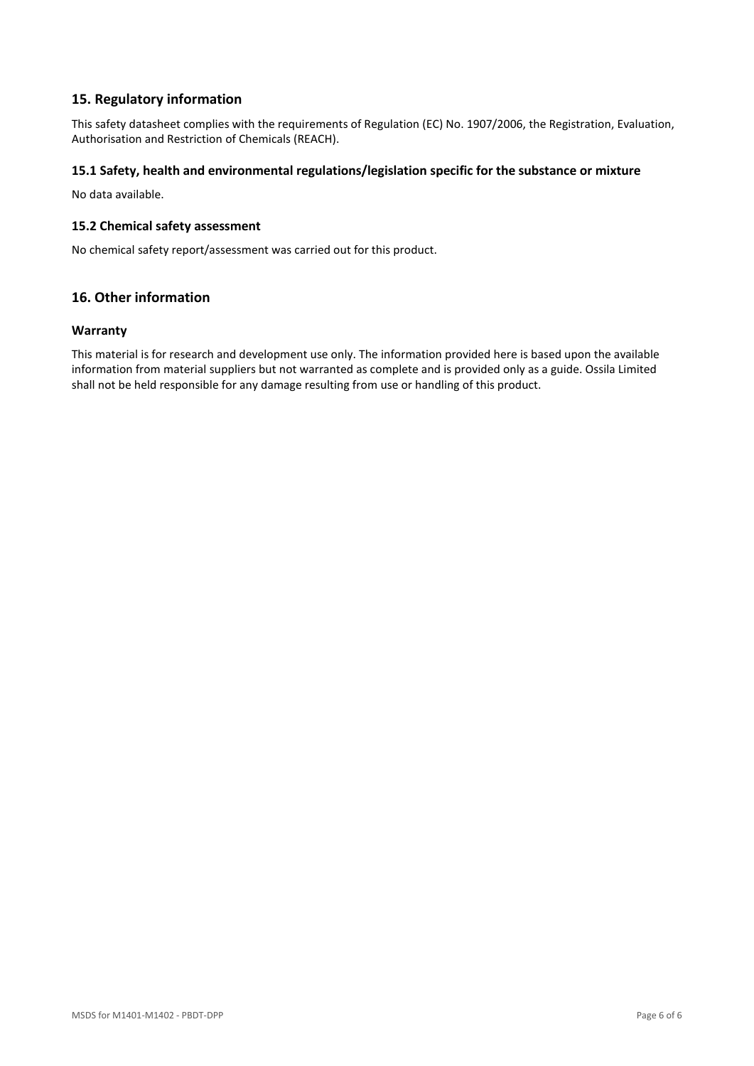## 15. Regulatory information

This safety datasheet complies with the requirements of Regulation (EC) No. 1907/2006, the Registration, Evaluation, Authorisation and Restriction of Chemicals (REACH).

### 15.1 Safety, health and environmental regulations/legislation specific for the substance or mixture

No data available.

### 15.2 Chemical safety assessment

No chemical safety report/assessment was carried out for this product.

## 16. Other information

### Warranty

This material is for research and development use only. The information provided here is based upon the available information from material suppliers but not warranted as complete and is provided only as a guide. Ossila Limited shall not be held responsible for any damage resulting from use or handling of this product.